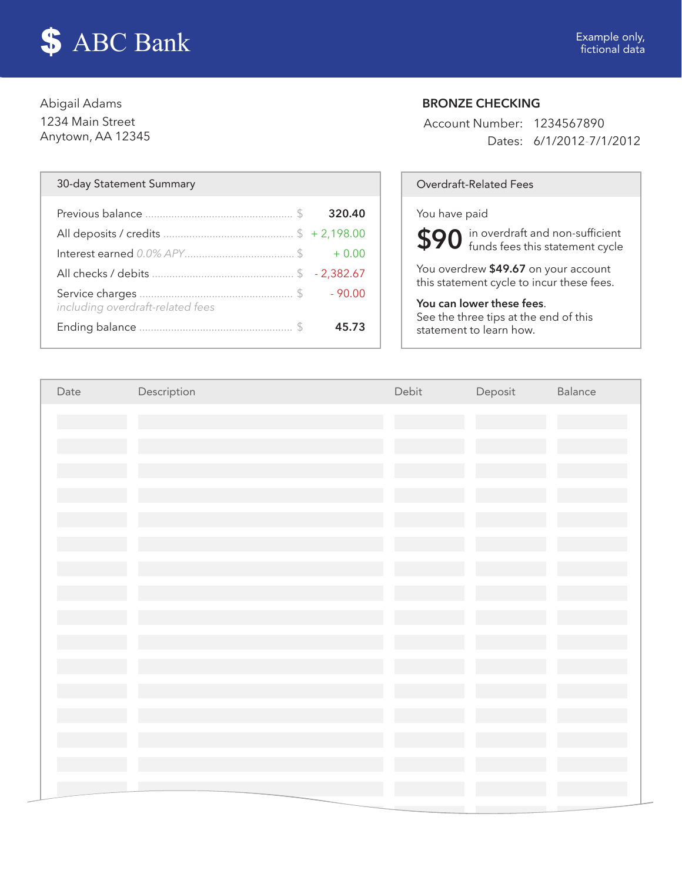# $ ABC Bank

Example only, fictional data

Abigail Adams
1234 Main Street
Anytown, AA 12345

**BRONZE CHECKING**

Account Number: 1234567890
Dates: 6/1/2012-7/1/2012

## 30-day Statement Summary

| | | |
|---|---|---|
| Previous balance | $ | **320.40** |
| All deposits / credits | $ | + 2,198.00 |
| Interest earned *0.0% APY* | $ | + 0.00 |
| All checks / debits | $ | - 2,382.67 |
| Service charges *including overdraft-related fees* | $ | - 90.00 |
| Ending balance | $ | **45.73** |

## Overdraft-Related Fees

You have paid

**$90** in overdraft and non-sufficient funds fees this statement cycle

You overdrew **$49.67** on your account this statement cycle to incur these fees.

**You can lower these fees**.
See the three tips at the end of this statement to learn how.

| Date | Description | Debit | Deposit | Balance |
|---|---|---|---|---|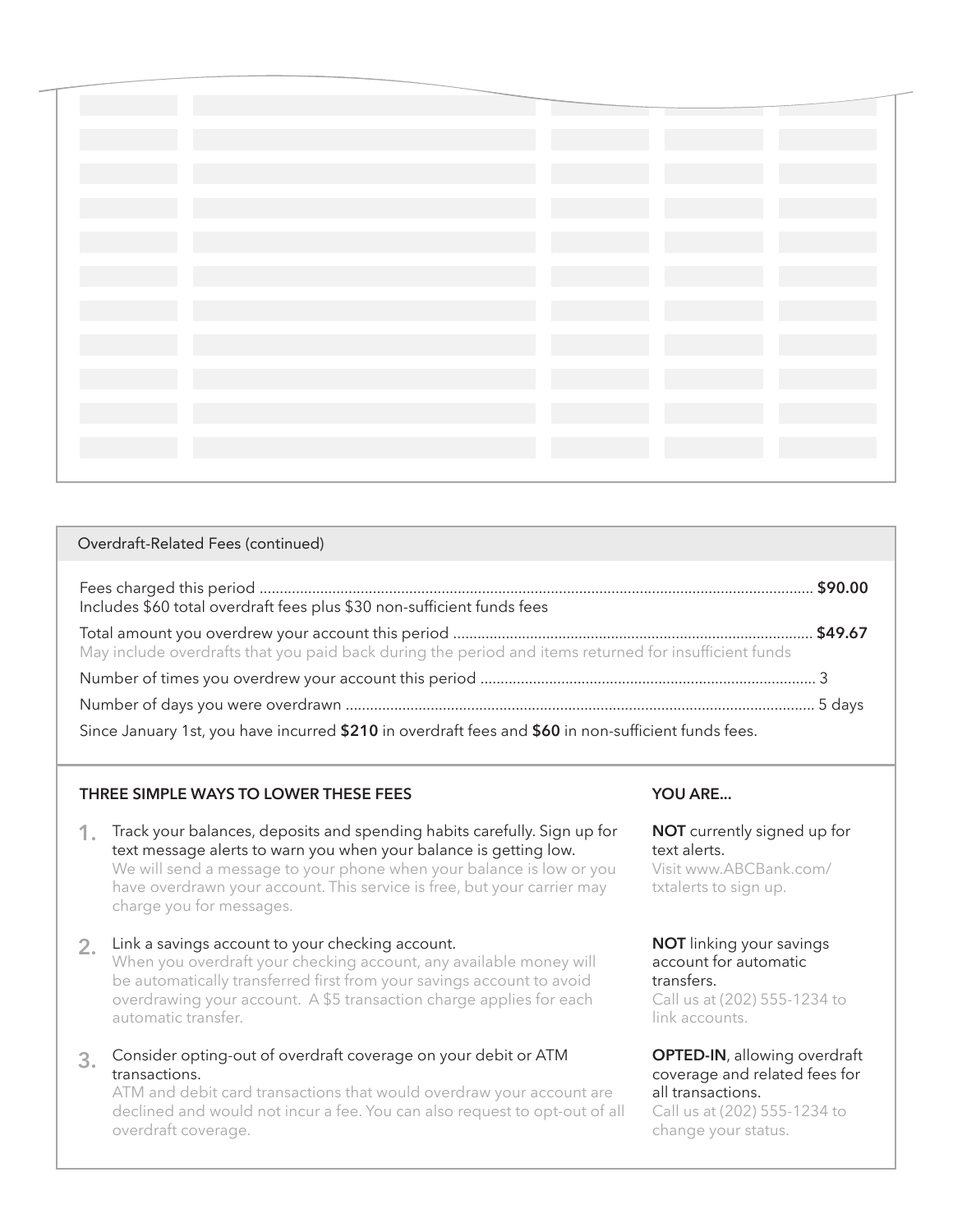Overdraft-Related Fees (continued)

Fees charged this period .......... **$90.00**
Includes $60 total overdraft fees plus $30 non-sufficient funds fees

Total amount you overdrew your account this period .......... **$49.67**
May include overdrafts that you paid back during the period and items returned for insufficient funds

Number of times you overdrew your account this period .......... 3

Number of days you were overdrawn .......... 5 days

Since January 1st, you have incurred **$210** in overdraft fees and **$60** in non-sufficient funds fees.

| THREE SIMPLE WAYS TO LOWER THESE FEES | YOU ARE... |
| --- | --- |
| 1. Track your balances, deposits and spending habits carefully. Sign up for text message alerts to warn you when your balance is getting low. We will send a message to your phone when your balance is low or you have overdrawn your account. This service is free, but your carrier may charge you for messages. | **NOT** currently signed up for text alerts. Visit www.ABCBank.com/txtalerts to sign up. |
| 2. Link a savings account to your checking account. When you overdraft your checking account, any available money will be automatically transferred first from your savings account to avoid overdrawing your account. A $5 transaction charge applies for each automatic transfer. | **NOT** linking your savings account for automatic transfers. Call us at (202) 555-1234 to link accounts. |
| 3. Consider opting-out of overdraft coverage on your debit or ATM transactions. ATM and debit card transactions that would overdraw your account are declined and would not incur a fee. You can also request to opt-out of all overdraft coverage. | **OPTED-IN**, allowing overdraft coverage and related fees for all transactions. Call us at (202) 555-1234 to change your status. |